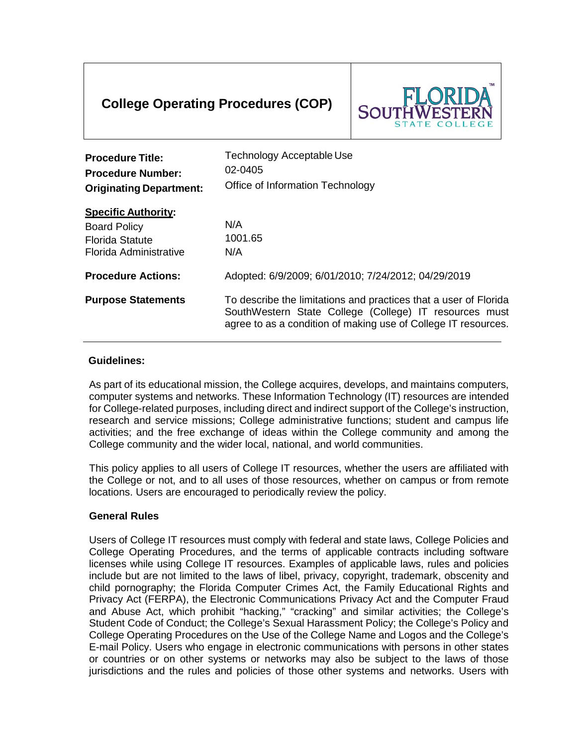# College Operating Procedures (COP)

FLORIDA SOUTHWESTERN STATE COLLEGE

| | |
|---|---|
| **Procedure Title:** | Technology Acceptable Use |
| **Procedure Number:** | 02-0405 |
| **Originating Department:** | Office of Information Technology |
| **Specific Authority:** | |
| Board Policy | N/A |
| Florida Statute | 1001.65 |
| Florida Administrative | N/A |
| **Procedure Actions:** | Adopted: 6/9/2009; 6/01/2010; 7/24/2012; 04/29/2019 |
| **Purpose Statements** | To describe the limitations and practices that a user of Florida SouthWestern State College (College) IT resources must agree to as a condition of making use of College IT resources. |

## Guidelines:

As part of its educational mission, the College acquires, develops, and maintains computers, computer systems and networks. These Information Technology (IT) resources are intended for College-related purposes, including direct and indirect support of the College's instruction, research and service missions; College administrative functions; student and campus life activities; and the free exchange of ideas within the College community and among the College community and the wider local, national, and world communities.

This policy applies to all users of College IT resources, whether the users are affiliated with the College or not, and to all uses of those resources, whether on campus or from remote locations. Users are encouraged to periodically review the policy.

### General Rules

Users of College IT resources must comply with federal and state laws, College Policies and College Operating Procedures, and the terms of applicable contracts including software licenses while using College IT resources. Examples of applicable laws, rules and policies include but are not limited to the laws of libel, privacy, copyright, trademark, obscenity and child pornography; the Florida Computer Crimes Act, the Family Educational Rights and Privacy Act (FERPA), the Electronic Communications Privacy Act and the Computer Fraud and Abuse Act, which prohibit "hacking," "cracking" and similar activities; the College's Student Code of Conduct; the College's Sexual Harassment Policy; the College's Policy and College Operating Procedures on the Use of the College Name and Logos and the College's E-mail Policy. Users who engage in electronic communications with persons in other states or countries or on other systems or networks may also be subject to the laws of those jurisdictions and the rules and policies of those other systems and networks. Users with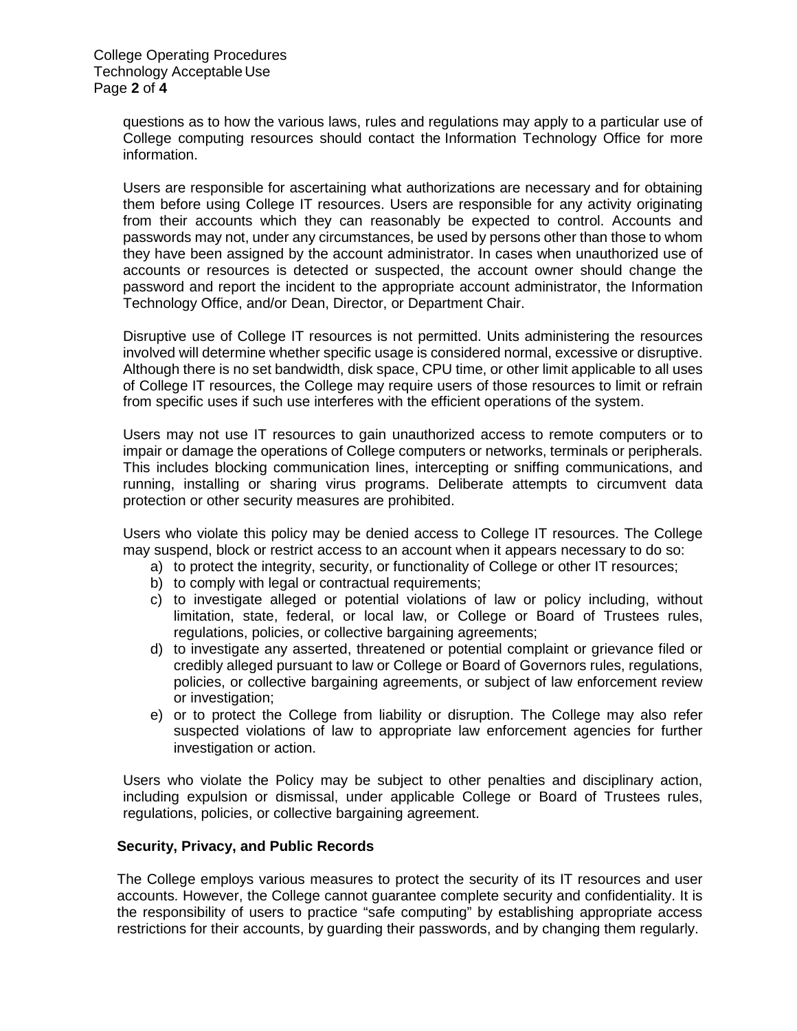questions as to how the various laws, rules and regulations may apply to a particular use of College computing resources should contact the Information Technology Office for more information.

Users are responsible for ascertaining what authorizations are necessary and for obtaining them before using College IT resources. Users are responsible for any activity originating from their accounts which they can reasonably be expected to control. Accounts and passwords may not, under any circumstances, be used by persons other than those to whom they have been assigned by the account administrator. In cases when unauthorized use of accounts or resources is detected or suspected, the account owner should change the password and report the incident to the appropriate account administrator, the Information Technology Office, and/or Dean, Director, or Department Chair.

Disruptive use of College IT resources is not permitted. Units administering the resources involved will determine whether specific usage is considered normal, excessive or disruptive. Although there is no set bandwidth, disk space, CPU time, or other limit applicable to all uses of College IT resources, the College may require users of those resources to limit or refrain from specific uses if such use interferes with the efficient operations of the system.

Users may not use IT resources to gain unauthorized access to remote computers or to impair or damage the operations of College computers or networks, terminals or peripherals. This includes blocking communication lines, intercepting or sniffing communications, and running, installing or sharing virus programs. Deliberate attempts to circumvent data protection or other security measures are prohibited.

Users who violate this policy may be denied access to College IT resources. The College may suspend, block or restrict access to an account when it appears necessary to do so:

a) to protect the integrity, security, or functionality of College or other IT resources;
b) to comply with legal or contractual requirements;
c) to investigate alleged or potential violations of law or policy including, without limitation, state, federal, or local law, or College or Board of Trustees rules, regulations, policies, or collective bargaining agreements;
d) to investigate any asserted, threatened or potential complaint or grievance filed or credibly alleged pursuant to law or College or Board of Governors rules, regulations, policies, or collective bargaining agreements, or subject of law enforcement review or investigation;
e) or to protect the College from liability or disruption. The College may also refer suspected violations of law to appropriate law enforcement agencies for further investigation or action.

Users who violate the Policy may be subject to other penalties and disciplinary action, including expulsion or dismissal, under applicable College or Board of Trustees rules, regulations, policies, or collective bargaining agreement.

**Security, Privacy, and Public Records**

The College employs various measures to protect the security of its IT resources and user accounts. However, the College cannot guarantee complete security and confidentiality. It is the responsibility of users to practice "safe computing" by establishing appropriate access restrictions for their accounts, by guarding their passwords, and by changing them regularly.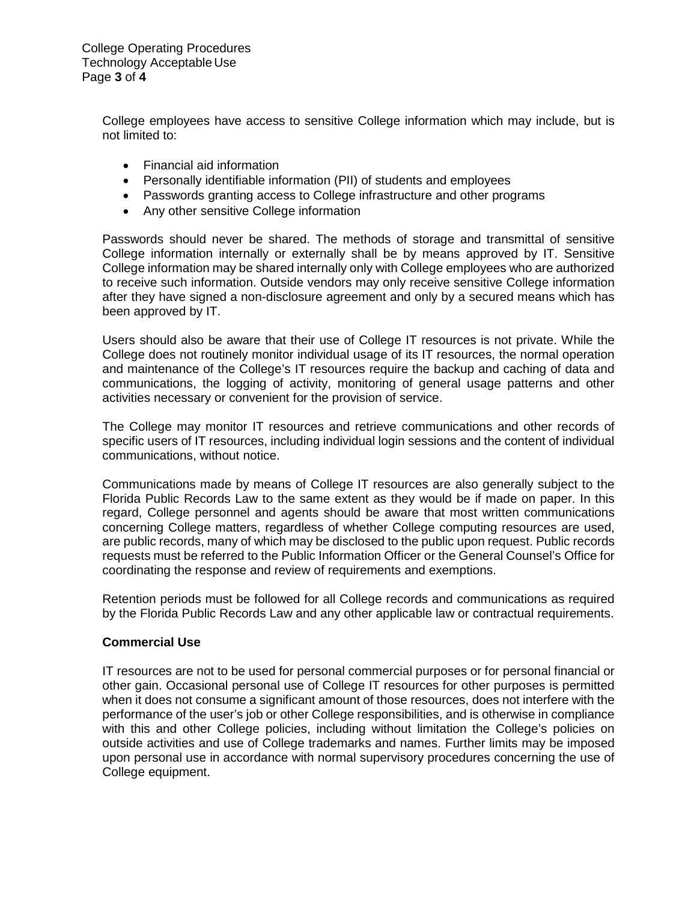College employees have access to sensitive College information which may include, but is not limited to:

- Financial aid information
- Personally identifiable information (PII) of students and employees
- Passwords granting access to College infrastructure and other programs
- Any other sensitive College information

Passwords should never be shared. The methods of storage and transmittal of sensitive College information internally or externally shall be by means approved by IT. Sensitive College information may be shared internally only with College employees who are authorized to receive such information. Outside vendors may only receive sensitive College information after they have signed a non-disclosure agreement and only by a secured means which has been approved by IT.

Users should also be aware that their use of College IT resources is not private. While the College does not routinely monitor individual usage of its IT resources, the normal operation and maintenance of the College's IT resources require the backup and caching of data and communications, the logging of activity, monitoring of general usage patterns and other activities necessary or convenient for the provision of service.

The College may monitor IT resources and retrieve communications and other records of specific users of IT resources, including individual login sessions and the content of individual communications, without notice.

Communications made by means of College IT resources are also generally subject to the Florida Public Records Law to the same extent as they would be if made on paper. In this regard, College personnel and agents should be aware that most written communications concerning College matters, regardless of whether College computing resources are used, are public records, many of which may be disclosed to the public upon request. Public records requests must be referred to the Public Information Officer or the General Counsel's Office for coordinating the response and review of requirements and exemptions.

Retention periods must be followed for all College records and communications as required by the Florida Public Records Law and any other applicable law or contractual requirements.

**Commercial Use**

IT resources are not to be used for personal commercial purposes or for personal financial or other gain. Occasional personal use of College IT resources for other purposes is permitted when it does not consume a significant amount of those resources, does not interfere with the performance of the user's job or other College responsibilities, and is otherwise in compliance with this and other College policies, including without limitation the College's policies on outside activities and use of College trademarks and names. Further limits may be imposed upon personal use in accordance with normal supervisory procedures concerning the use of College equipment.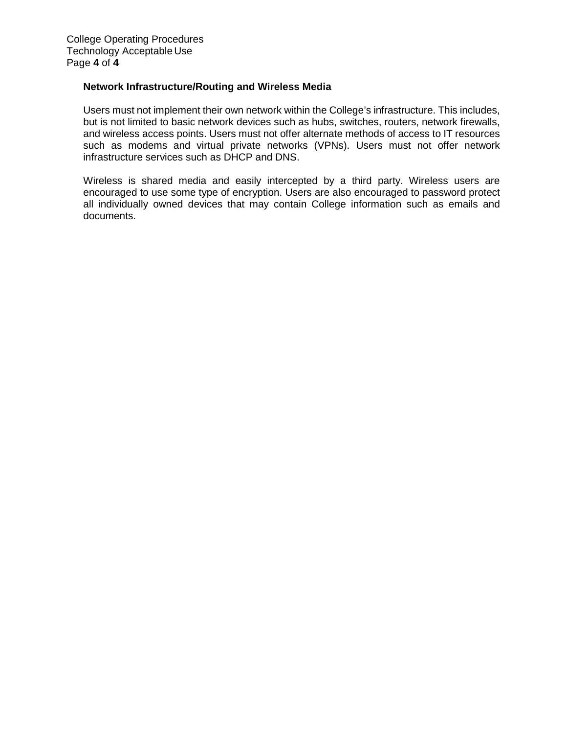**Network Infrastructure/Routing and Wireless Media**

Users must not implement their own network within the College's infrastructure. This includes, but is not limited to basic network devices such as hubs, switches, routers, network firewalls, and wireless access points. Users must not offer alternate methods of access to IT resources such as modems and virtual private networks (VPNs). Users must not offer network infrastructure services such as DHCP and DNS.

Wireless is shared media and easily intercepted by a third party. Wireless users are encouraged to use some type of encryption. Users are also encouraged to password protect all individually owned devices that may contain College information such as emails and documents.